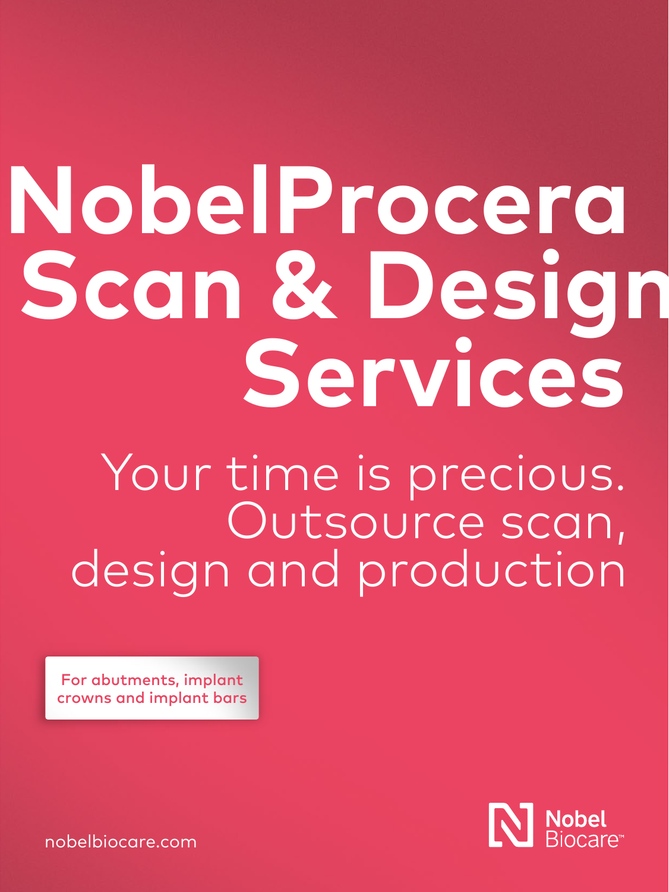# NobelProcera Scan & Design Services

## Your time is precious. Outsource scan, design and production

For abutments, implant crowns and implant bars

nobelbiocare.com

Nobel Biocare™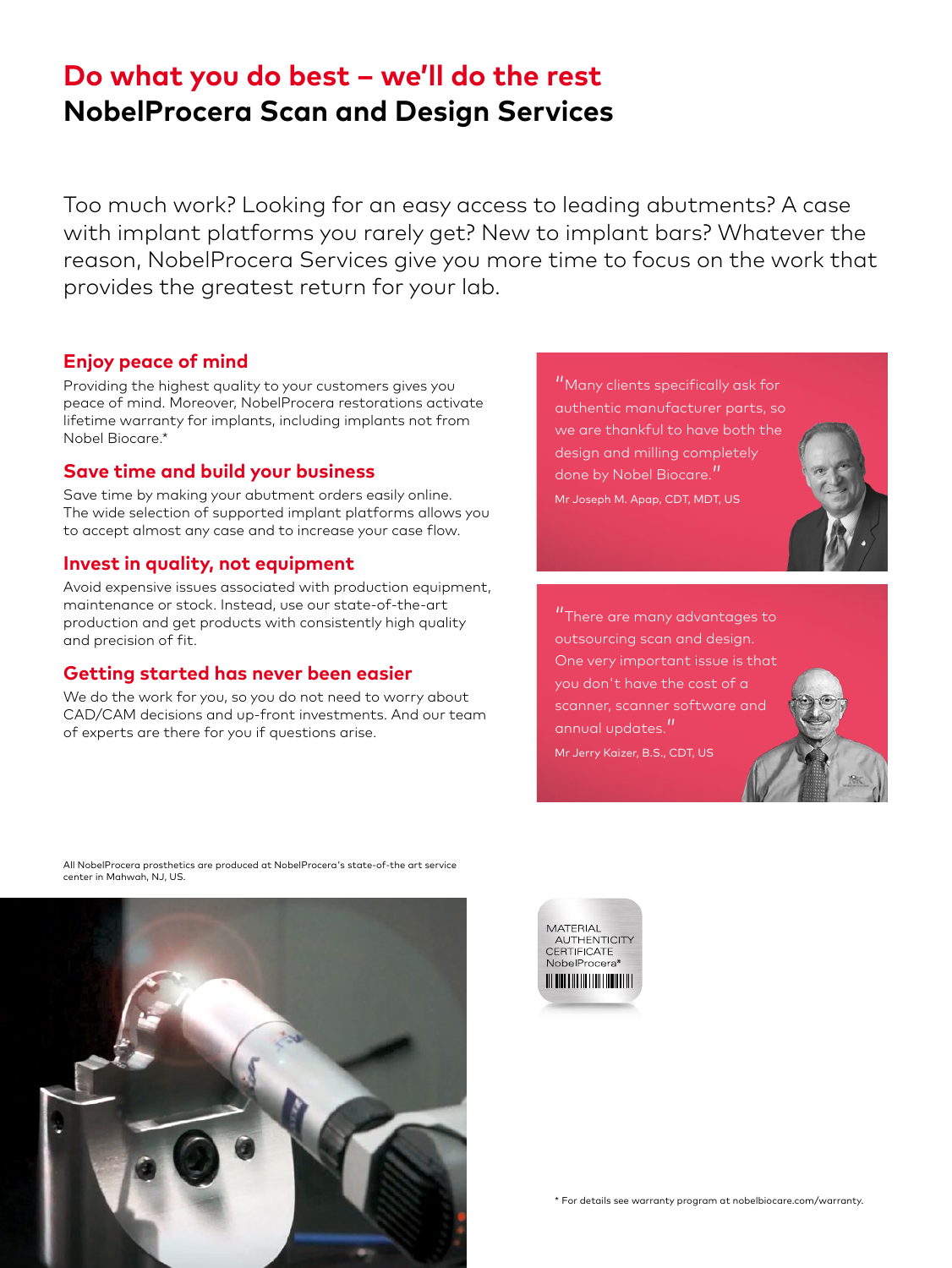# Do what you do best – we'll do the rest

## NobelProcera Scan and Design Services

Too much work? Looking for an easy access to leading abutments? A case with implant platforms you rarely get? New to implant bars? Whatever the reason, NobelProcera Services give you more time to focus on the work that provides the greatest return for your lab.

### Enjoy peace of mind

Providing the highest quality to your customers gives you peace of mind. Moreover, NobelProcera restorations activate lifetime warranty for implants, including implants not from Nobel Biocare.*

### Save time and build your business

Save time by making your abutment orders easily online. The wide selection of supported implant platforms allows you to accept almost any case and to increase your case flow.

### Invest in quality, not equipment

Avoid expensive issues associated with production equipment, maintenance or stock. Instead, use our state-of-the-art production and get products with consistently high quality and precision of fit.

### Getting started has never been easier

We do the work for you, so you do not need to worry about CAD/CAM decisions and up-front investments. And our team of experts are there for you if questions arise.

"Many clients specifically ask for authentic manufacturer parts, so we are thankful to have both the design and milling completely done by Nobel Biocare."

Mr Joseph M. Apap, CDT, MDT, US

"There are many advantages to outsourcing scan and design. One very important issue is that you don't have the cost of a scanner, scanner software and annual updates."

Mr Jerry Kaizer, B.S., CDT, US

All NobelProcera prosthetics are produced at NobelProcera's state-of-the art service center in Mahwah, NJ, US.

MATERIAL AUTHENTICITY CERTIFICATE NobelProcera®

* For details see warranty program at nobelbiocare.com/warranty.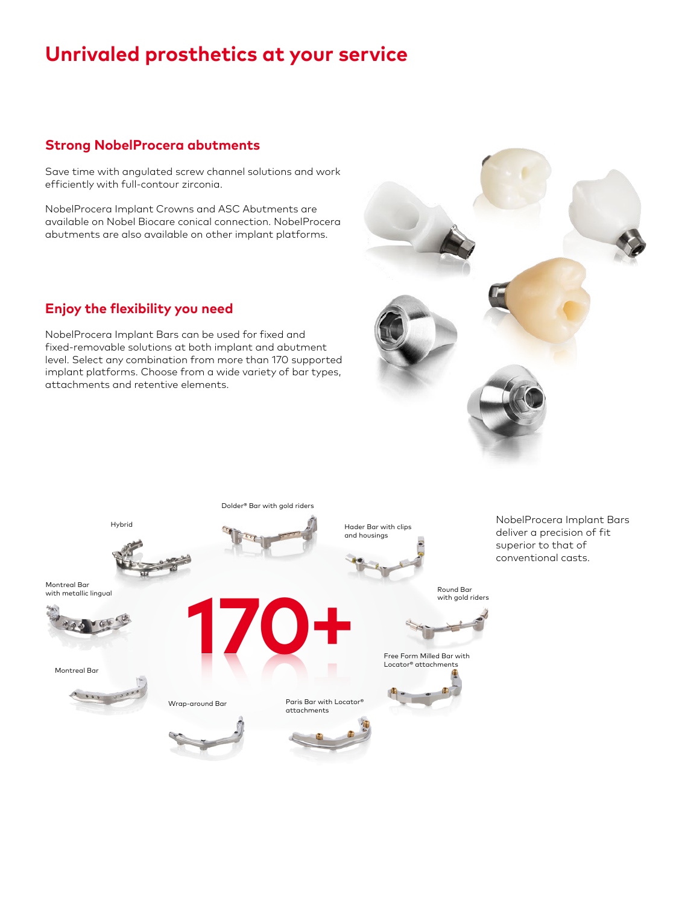# Unrivaled prosthetics at your service

## Strong NobelProcera abutments

Save time with angulated screw channel solutions and work efficiently with full-contour zirconia.

NobelProcera Implant Crowns and ASC Abutments are available on Nobel Biocare conical connection. NobelProcera abutments are also available on other implant platforms.

## Enjoy the flexibility you need

NobelProcera Implant Bars can be used for fixed and fixed-removable solutions at both implant and abutment level. Select any combination from more than 170 supported implant platforms. Choose from a wide variety of bar types, attachments and retentive elements.

Dolder® Bar with gold riders

Hybrid

Hader Bar with clips and housings

Montreal Bar with metallic lingual

Round Bar with gold riders

170+

Free Form Milled Bar with Locator® attachments

Montreal Bar

Wrap-around Bar

Paris Bar with Locator® attachments

NobelProcera Implant Bars deliver a precision of fit superior to that of conventional casts.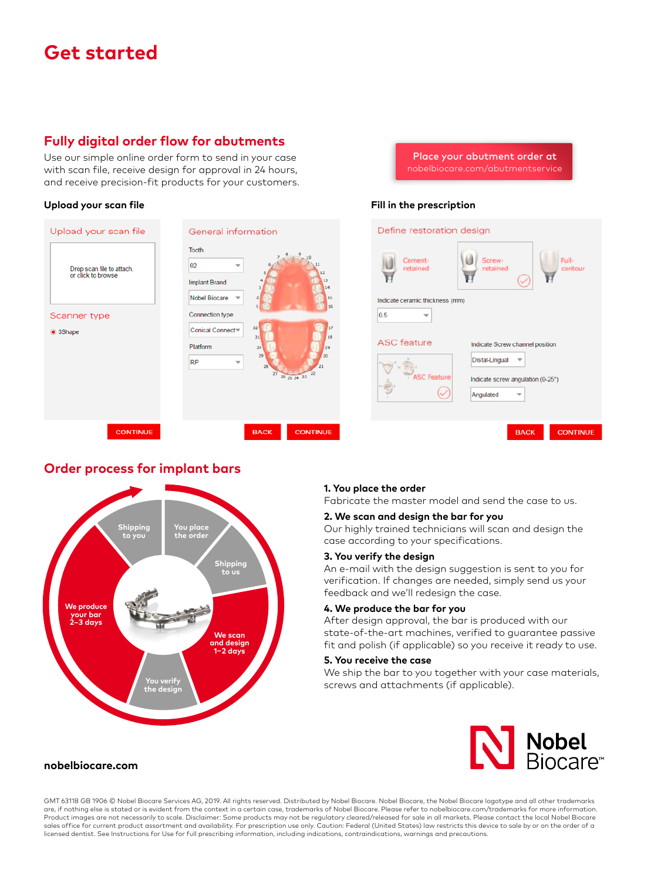# Get started

## Fully digital order flow for abutments

Use our simple online order form to send in your case with scan file, receive design for approval in 24 hours, and receive precision-fit products for your customers.

**Place your abutment order at**
nobelbiocare.com/abutmentservice

### Upload your scan file

Upload your scan file

Drop scan file to attach, or click to browse

Scanner type

3Shape

CONTINUE

General information

Tooth
02

Implant Brand
Nobel Biocare

Connection type
Conical Connect

Platform
RP

BACK CONTINUE

### Fill in the prescription

Define restoration design

Cement-retained
Screw-retained
Full-contour

Indicate ceramic thickness (mm)
0.5

ASC feature

ASC Feature

Indicate Screw channel position
Distal-Lingual

Indicate screw angulation (0-25°)
Angulated

BACK CONTINUE

## Order process for implant bars

You place the order
Shipping to us
We scan and design 1–2 days
You verify the design
We produce your bar 2–3 days
Shipping to you

**1. You place the order**
Fabricate the master model and send the case to us.

**2. We scan and design the bar for you**
Our highly trained technicians will scan and design the case according to your specifications.

**3. You verify the design**
An e-mail with the design suggestion is sent to you for verification. If changes are needed, simply send us your feedback and we'll redesign the case.

**4. We produce the bar for you**
After design approval, the bar is produced with our state-of-the-art machines, verified to guarantee passive fit and polish (if applicable) so you receive it ready to use.

**5. You receive the case**
We ship the bar to you together with your case materials, screws and attachments (if applicable).

**nobelbiocare.com**

Nobel Biocare™

GMT 63118 GB 1906 © Nobel Biocare Services AG, 2019. All rights reserved. Distributed by Nobel Biocare. Nobel Biocare, the Nobel Biocare logotype and all other trademarks are, if nothing else is stated or is evident from the context in a certain case, trademarks of Nobel Biocare. Please refer to nobelbiocare.com/trademarks for more information. Product images are not necessarily to scale. Disclaimer: Some products may not be regulatory cleared/released for sale in all markets. Please contact the local Nobel Biocare sales office for current product assortment and availability. For prescription use only. Caution: Federal (United States) law restricts this device to sale by or on the order of a licensed dentist. See Instructions for Use for full prescribing information, including indications, contraindications, warnings and precautions.